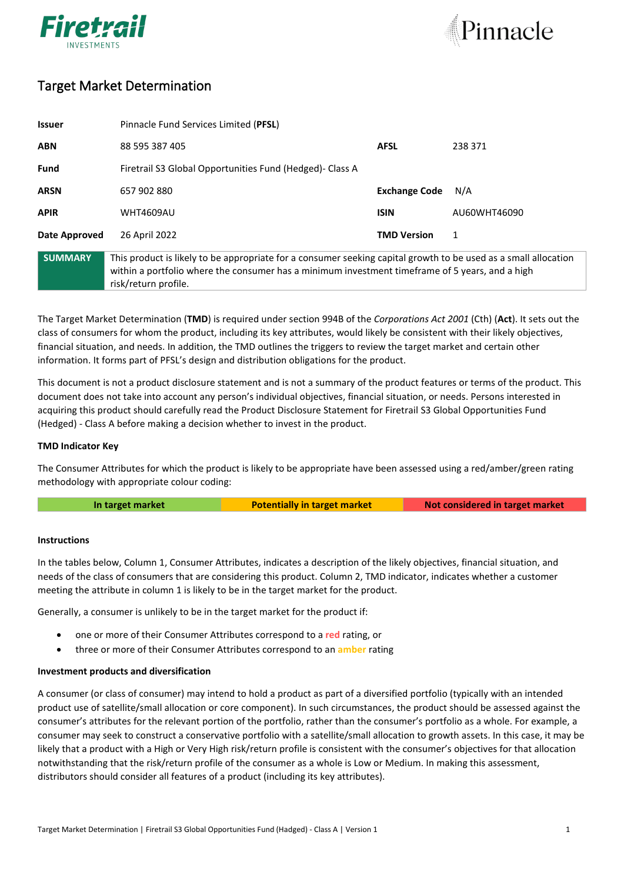# Target Market Determination

| | | | |
|---|---|---|---|
| **Issuer** | Pinnacle Fund Services Limited (**PFSL**) | | |
| **ABN** | 88 595 387 405 | **AFSL** | 238 371 |
| **Fund** | Firetrail S3 Global Opportunities Fund (Hedged)- Class A | | |
| **ARSN** | 657 902 880 | **Exchange Code** | N/A |
| **APIR** | WHT4609AU | **ISIN** | AU60WHT46090 |
| **Date Approved** | 26 April 2022 | **TMD Version** | 1 |

| | |
|---|---|
| **SUMMARY** | This product is likely to be appropriate for a consumer seeking capital growth to be used as a small allocation within a portfolio where the consumer has a minimum investment timeframe of 5 years, and a high risk/return profile. |

The Target Market Determination (**TMD**) is required under section 994B of the *Corporations Act 2001* (Cth) (**Act**). It sets out the class of consumers for whom the product, including its key attributes, would likely be consistent with their likely objectives, financial situation, and needs. In addition, the TMD outlines the triggers to review the target market and certain other information. It forms part of PFSL's design and distribution obligations for the product.

This document is not a product disclosure statement and is not a summary of the product features or terms of the product. This document does not take into account any person's individual objectives, financial situation, or needs. Persons interested in acquiring this product should carefully read the Product Disclosure Statement for Firetrail S3 Global Opportunities Fund (Hedged) - Class A before making a decision whether to invest in the product.

**TMD Indicator Key**

The Consumer Attributes for which the product is likely to be appropriate have been assessed using a red/amber/green rating methodology with appropriate colour coding:

| In target market | Potentially in target market | Not considered in target market |
|---|---|---|

**Instructions**

In the tables below, Column 1, Consumer Attributes, indicates a description of the likely objectives, financial situation, and needs of the class of consumers that are considering this product. Column 2, TMD indicator, indicates whether a customer meeting the attribute in column 1 is likely to be in the target market for the product.

Generally, a consumer is unlikely to be in the target market for the product if:

- one or more of their Consumer Attributes correspond to a red rating, or
- three or more of their Consumer Attributes correspond to an amber rating

**Investment products and diversification**

A consumer (or class of consumer) may intend to hold a product as part of a diversified portfolio (typically with an intended product use of satellite/small allocation or core component). In such circumstances, the product should be assessed against the consumer's attributes for the relevant portion of the portfolio, rather than the consumer's portfolio as a whole. For example, a consumer may seek to construct a conservative portfolio with a satellite/small allocation to growth assets. In this case, it may be likely that a product with a High or Very High risk/return profile is consistent with the consumer's objectives for that allocation notwithstanding that the risk/return profile of the consumer as a whole is Low or Medium. In making this assessment, distributors should consider all features of a product (including its key attributes).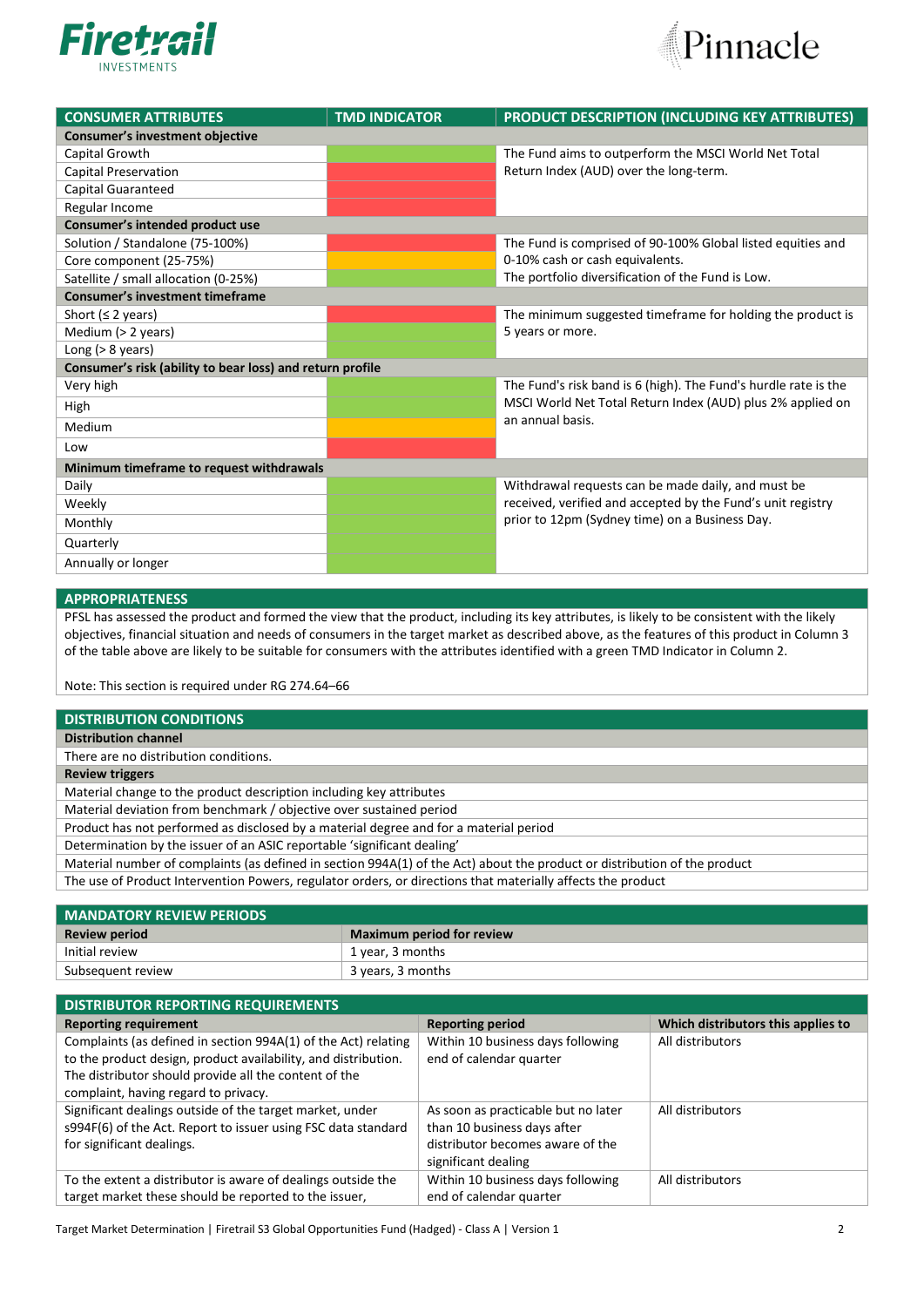| CONSUMER ATTRIBUTES | TMD INDICATOR | PRODUCT DESCRIPTION (INCLUDING KEY ATTRIBUTES) |
|---|---|---|
| **Consumer's investment objective** | | |
| Capital Growth | Green | The Fund aims to outperform the MSCI World Net Total Return Index (AUD) over the long-term. |
| Capital Preservation | Red | |
| Capital Guaranteed | Red | |
| Regular Income | Red | |
| **Consumer's intended product use** | | |
| Solution / Standalone (75-100%) | Red | The Fund is comprised of 90-100% Global listed equities and 0-10% cash or cash equivalents. The portfolio diversification of the Fund is Low. |
| Core component (25-75%) | Amber | |
| Satellite / small allocation (0-25%) | Green | |
| **Consumer's investment timeframe** | | |
| Short (≤ 2 years) | Red | The minimum suggested timeframe for holding the product is 5 years or more. |
| Medium (> 2 years) | Green | |
| Long (> 8 years) | Green | |
| **Consumer's risk (ability to bear loss) and return profile** | | |
| Very high | Green | The Fund's risk band is 6 (high). The Fund's hurdle rate is the MSCI World Net Total Return Index (AUD) plus 2% applied on an annual basis. |
| High | Green | |
| Medium | Amber | |
| Low | Red | |
| **Minimum timeframe to request withdrawals** | | |
| Daily | Green | Withdrawal requests can be made daily, and must be received, verified and accepted by the Fund's unit registry prior to 12pm (Sydney time) on a Business Day. |
| Weekly | Green | |
| Monthly | Green | |
| Quarterly | Green | |
| Annually or longer | Green | |

## APPROPRIATENESS

PFSL has assessed the product and formed the view that the product, including its key attributes, is likely to be consistent with the likely objectives, financial situation and needs of consumers in the target market as described above, as the features of this product in Column 3 of the table above are likely to be suitable for consumers with the attributes identified with a green TMD Indicator in Column 2.

Note: This section is required under RG 274.64–66

## DISTRIBUTION CONDITIONS

**Distribution channel**

There are no distribution conditions.

**Review triggers**

- Material change to the product description including key attributes
- Material deviation from benchmark / objective over sustained period
- Product has not performed as disclosed by a material degree and for a material period
- Determination by the issuer of an ASIC reportable 'significant dealing'
- Material number of complaints (as defined in section 994A(1) of the Act) about the product or distribution of the product
- The use of Product Intervention Powers, regulator orders, or directions that materially affects the product

## MANDATORY REVIEW PERIODS

| Review period | Maximum period for review |
|---|---|
| Initial review | 1 year, 3 months |
| Subsequent review | 3 years, 3 months |

## DISTRIBUTOR REPORTING REQUIREMENTS

| Reporting requirement | Reporting period | Which distributors this applies to |
|---|---|---|
| Complaints (as defined in section 994A(1) of the Act) relating to the product design, product availability, and distribution. The distributor should provide all the content of the complaint, having regard to privacy. | Within 10 business days following end of calendar quarter | All distributors |
| Significant dealings outside of the target market, under s994F(6) of the Act. Report to issuer using FSC data standard for significant dealings. | As soon as practicable but no later than 10 business days after distributor becomes aware of the significant dealing | All distributors |
| To the extent a distributor is aware of dealings outside the target market these should be reported to the issuer, | Within 10 business days following end of calendar quarter | All distributors |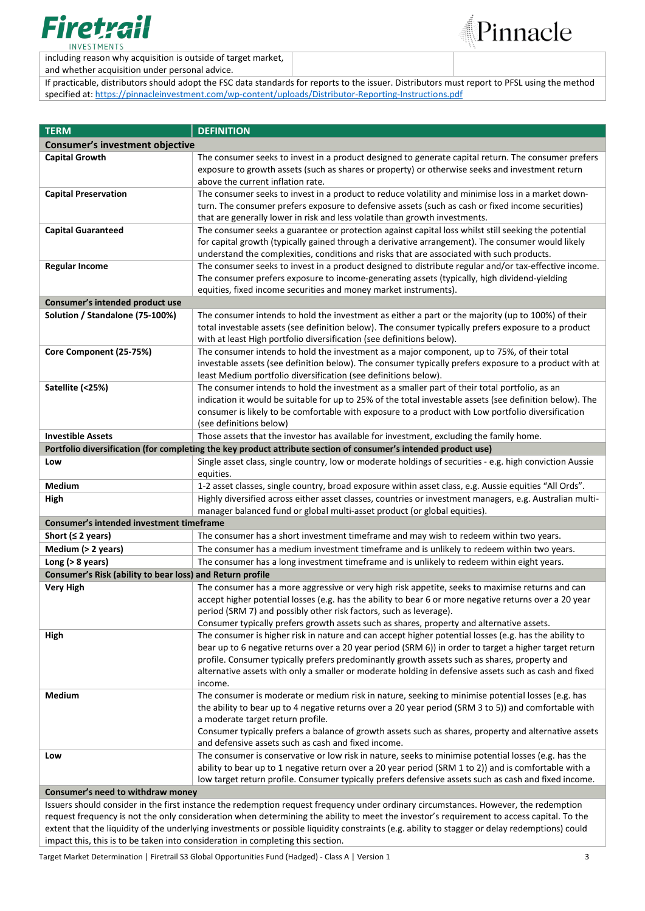| including reason why acquisition is outside of target market, and whether acquisition under personal advice. | | |
|---|---|---|

If practicable, distributors should adopt the FSC data standards for reports to the issuer. Distributors must report to PFSL using the method specified at: https://pinnacleinvestment.com/wp-content/uploads/Distributor-Reporting-Instructions.pdf

| TERM | DEFINITION |
|---|---|
| **Consumer's investment objective** | |
| **Capital Growth** | The consumer seeks to invest in a product designed to generate capital return. The consumer prefers exposure to growth assets (such as shares or property) or otherwise seeks and investment return above the current inflation rate. |
| **Capital Preservation** | The consumer seeks to invest in a product to reduce volatility and minimise loss in a market down-turn. The consumer prefers exposure to defensive assets (such as cash or fixed income securities) that are generally lower in risk and less volatile than growth investments. |
| **Capital Guaranteed** | The consumer seeks a guarantee or protection against capital loss whilst still seeking the potential for capital growth (typically gained through a derivative arrangement). The consumer would likely understand the complexities, conditions and risks that are associated with such products. |
| **Regular Income** | The consumer seeks to invest in a product designed to distribute regular and/or tax-effective income. The consumer prefers exposure to income-generating assets (typically, high dividend-yielding equities, fixed income securities and money market instruments). |
| **Consumer's intended product use** | |
| **Solution / Standalone (75-100%)** | The consumer intends to hold the investment as either a part or the majority (up to 100%) of their total investable assets (see definition below). The consumer typically prefers exposure to a product with at least High portfolio diversification (see definitions below). |
| **Core Component (25-75%)** | The consumer intends to hold the investment as a major component, up to 75%, of their total investable assets (see definition below). The consumer typically prefers exposure to a product with at least Medium portfolio diversification (see definitions below). |
| **Satellite (<25%)** | The consumer intends to hold the investment as a smaller part of their total portfolio, as an indication it would be suitable for up to 25% of the total investable assets (see definition below). The consumer is likely to be comfortable with exposure to a product with Low portfolio diversification (see definitions below) |
| **Investible Assets** | Those assets that the investor has available for investment, excluding the family home. |
| **Portfolio diversification (for completing the key product attribute section of consumer's intended product use)** | |
| **Low** | Single asset class, single country, low or moderate holdings of securities - e.g. high conviction Aussie equities. |
| **Medium** | 1-2 asset classes, single country, broad exposure within asset class, e.g. Aussie equities "All Ords". |
| **High** | Highly diversified across either asset classes, countries or investment managers, e.g. Australian multi-manager balanced fund or global multi-asset product (or global equities). |
| **Consumer's intended investment timeframe** | |
| **Short (≤ 2 years)** | The consumer has a short investment timeframe and may wish to redeem within two years. |
| **Medium (> 2 years)** | The consumer has a medium investment timeframe and is unlikely to redeem within two years. |
| **Long (> 8 years)** | The consumer has a long investment timeframe and is unlikely to redeem within eight years. |
| **Consumer's Risk (ability to bear loss) and Return profile** | |
| **Very High** | The consumer has a more aggressive or very high risk appetite, seeks to maximise returns and can accept higher potential losses (e.g. has the ability to bear 6 or more negative returns over a 20 year period (SRM 7) and possibly other risk factors, such as leverage).<br>Consumer typically prefers growth assets such as shares, property and alternative assets. |
| **High** | The consumer is higher risk in nature and can accept higher potential losses (e.g. has the ability to bear up to 6 negative returns over a 20 year period (SRM 6)) in order to target a higher target return profile. Consumer typically prefers predominantly growth assets such as shares, property and alternative assets with only a smaller or moderate holding in defensive assets such as cash and fixed income. |
| **Medium** | The consumer is moderate or medium risk in nature, seeking to minimise potential losses (e.g. has the ability to bear up to 4 negative returns over a 20 year period (SRM 3 to 5)) and comfortable with a moderate target return profile.<br>Consumer typically prefers a balance of growth assets such as shares, property and alternative assets and defensive assets such as cash and fixed income. |
| **Low** | The consumer is conservative or low risk in nature, seeks to minimise potential losses (e.g. has the ability to bear up to 1 negative return over a 20 year period (SRM 1 to 2)) and is comfortable with a low target return profile. Consumer typically prefers defensive assets such as cash and fixed income. |
| **Consumer's need to withdraw money** | |
| Issuers should consider in the first instance the redemption request frequency under ordinary circumstances. However, the redemption request frequency is not the only consideration when determining the ability to meet the investor's requirement to access capital. To the extent that the liquidity of the underlying investments or possible liquidity constraints (e.g. ability to stagger or delay redemptions) could impact this, this is to be taken into consideration in completing this section. | |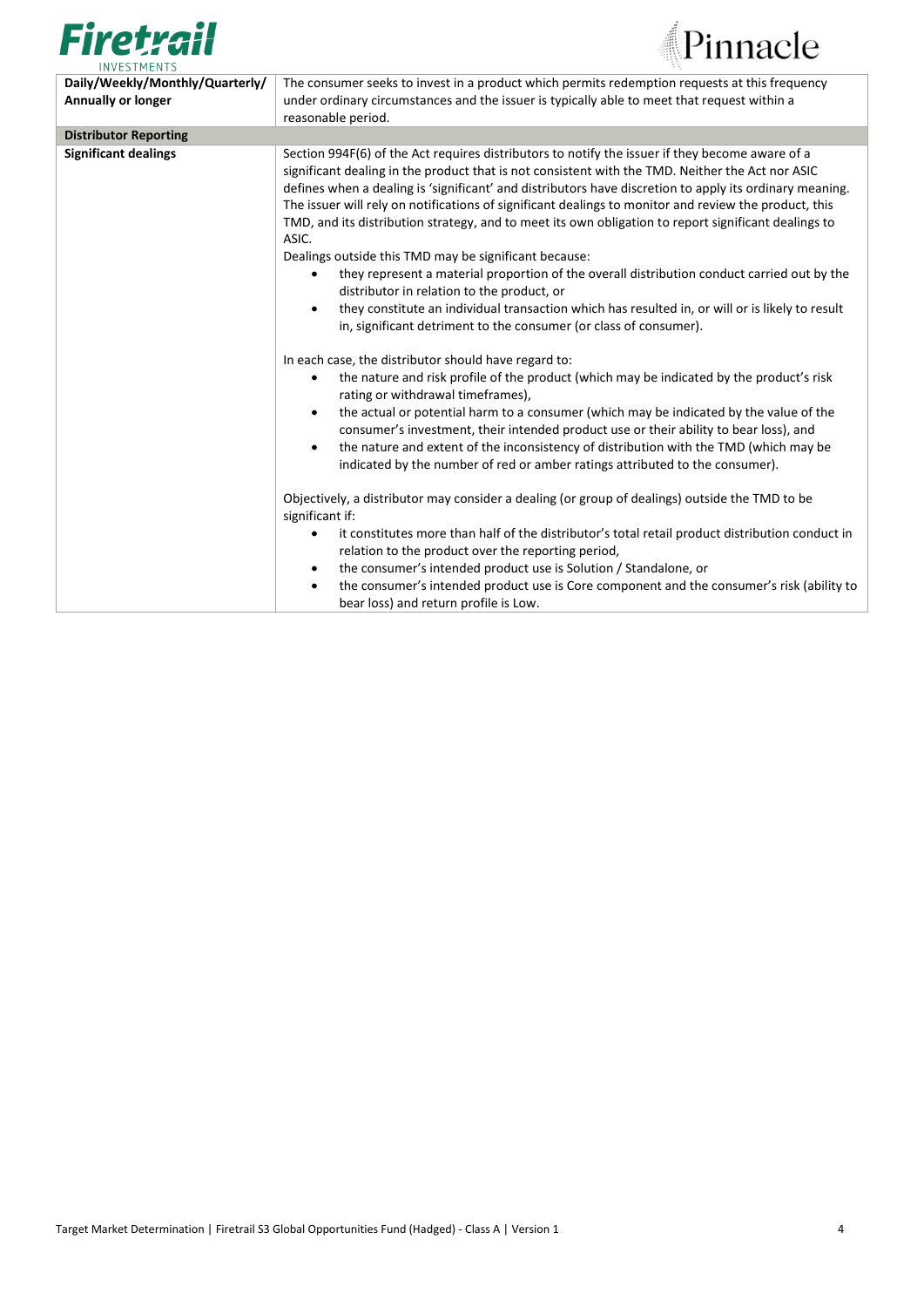| | |
|---|---|
| **Daily/Weekly/Monthly/Quarterly/ Annually or longer** | The consumer seeks to invest in a product which permits redemption requests at this frequency under ordinary circumstances and the issuer is typically able to meet that request within a reasonable period. |
| **Distributor Reporting** | |
| **Significant dealings** | Section 994F(6) of the Act requires distributors to notify the issuer if they become aware of a significant dealing in the product that is not consistent with the TMD. Neither the Act nor ASIC defines when a dealing is 'significant' and distributors have discretion to apply its ordinary meaning. The issuer will rely on notifications of significant dealings to monitor and review the product, this TMD, and its distribution strategy, and to meet its own obligation to report significant dealings to ASIC.<br>Dealings outside this TMD may be significant because:<br>• they represent a material proportion of the overall distribution conduct carried out by the distributor in relation to the product, or<br>• they constitute an individual transaction which has resulted in, or will or is likely to result in, significant detriment to the consumer (or class of consumer).<br><br>In each case, the distributor should have regard to:<br>• the nature and risk profile of the product (which may be indicated by the product's risk rating or withdrawal timeframes),<br>• the actual or potential harm to a consumer (which may be indicated by the value of the consumer's investment, their intended product use or their ability to bear loss), and<br>• the nature and extent of the inconsistency of distribution with the TMD (which may be indicated by the number of red or amber ratings attributed to the consumer).<br><br>Objectively, a distributor may consider a dealing (or group of dealings) outside the TMD to be significant if:<br>• it constitutes more than half of the distributor's total retail product distribution conduct in relation to the product over the reporting period,<br>• the consumer's intended product use is Solution / Standalone, or<br>• the consumer's intended product use is Core component and the consumer's risk (ability to bear loss) and return profile is Low. |